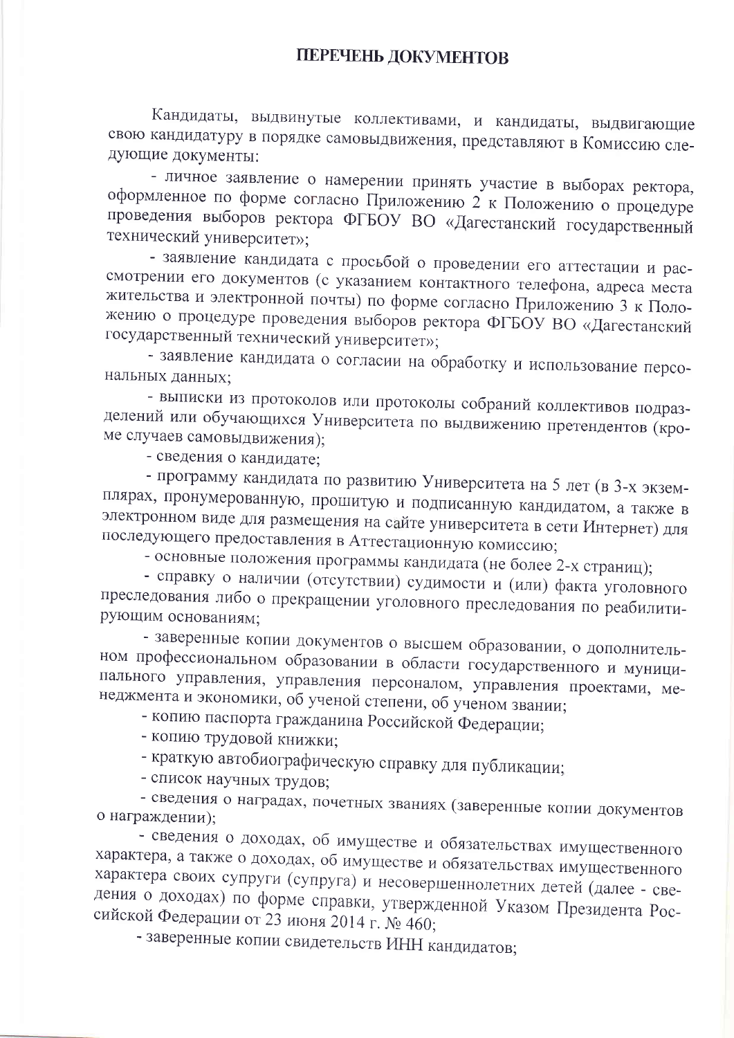# ПЕРЕЧЕНЬ ДОКУМЕНТОВ

Кандидаты, выдвинутые коллективами, и кандидаты, выдвигающие свою кандидатуру в порядке самовыдвижения, представляют в Комиссию следующие документы:

- личное заявление о намерении принять участие в выборах ректора, оформленное по форме согласно Приложению 2 к Положению о процедуре проведения выборов ректора ФГБОУ ВО «Дагестанский государственный технический университет»;
- заявление кандидата с просьбой о проведении его аттестации и рассмотрении его документов (с указанием контактного телефона, адреса места жительства и электронной почты) по форме согласно Приложению 3 к Положению о процедуре проведения выборов ректора ФГБОУ ВО «Дагестанский государственный технический университет»;
- заявление кандидата о согласии на обработку и использование персональных данных;
- выписки из протоколов или протоколы собраний коллективов подразделений или обучающихся Университета по выдвижению претендентов (кроме случаев самовыдвижения);
- сведения о кандидате;
- программу кандидата по развитию Университета на 5 лет (в 3-х экземплярах, пронумерованную, прошитую и подписанную кандидатом, а также в электронном виде для размещения на сайте университета в сети Интернет) для последующего предоставления в Аттестационную комиссию;
- основные положения программы кандидата (не более 2-х страниц);
- справку о наличии (отсутствии) судимости и (или) факта уголовного преследования либо о прекращении уголовного преследования по реабилитирующим основаниям;
- заверенные копии документов о высшем образовании, о дополнительном профессиональном образовании в области государственного и муниципального управления, управления персоналом, управления проектами, менеджмента и экономики, об ученой степени, об ученом звании;
- копию паспорта гражданина Российской Федерации;
- копию трудовой книжки;
- краткую автобиографическую справку для публикации;
- список научных трудов;
- сведения о наградах, почетных званиях (заверенные копии документов о награждении);
- сведения о доходах, об имуществе и обязательствах имущественного характера, а также о доходах, об имуществе и обязательствах имущественного характера своих супруги (супруга) и несовершеннолетних детей (далее - сведения о доходах) по форме справки, утвержденной Указом Президента Российской Федерации от 23 июня 2014 г. № 460;
- заверенные копии свидетельств ИНН кандидатов;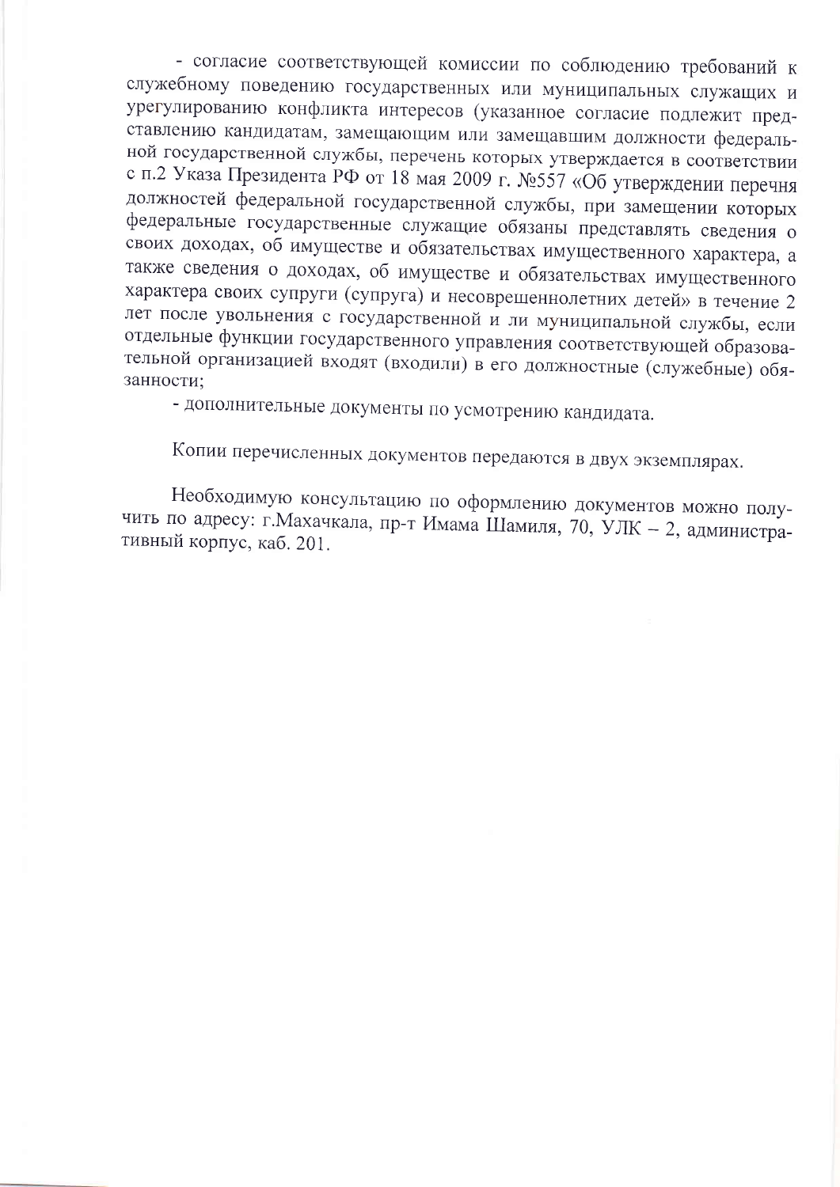- согласие соответствующей комиссии по соблюдению требований к служебному поведению государственных или муниципальных служащих и урегулированию конфликта интересов (указанное согласие подлежит представлению кандидатам, замещающим или замещавшим должности федеральной государственной службы, перечень которых утверждается в соответствии с п.2 Указа Президента РФ от 18 мая 2009 г. №557 «Об утверждении перечня должностей федеральной государственной службы, при замещении которых федеральные государственные служащие обязаны представлять сведения о своих доходах, об имуществе и обязательствах имущественного характера, а также сведения о доходах, об имуществе и обязательствах имущественного характера своих супруги (супруга) и несовершеннолетних детей» в течение 2 лет после увольнения с государственной и ли муниципальной службы, если отдельные функции государственного управления соответствующей образовательной организацией входят (входили) в его должностные (служебные) обязанности;

- дополнительные документы по усмотрению кандидата.

Копии перечисленных документов передаются в двух экземплярах.

Необходимую консультацию по оформлению документов можно получить по адресу: г.Махачкала, пр-т Имама Шамиля, 70, УЛК – 2, административный корпус, каб. 201.